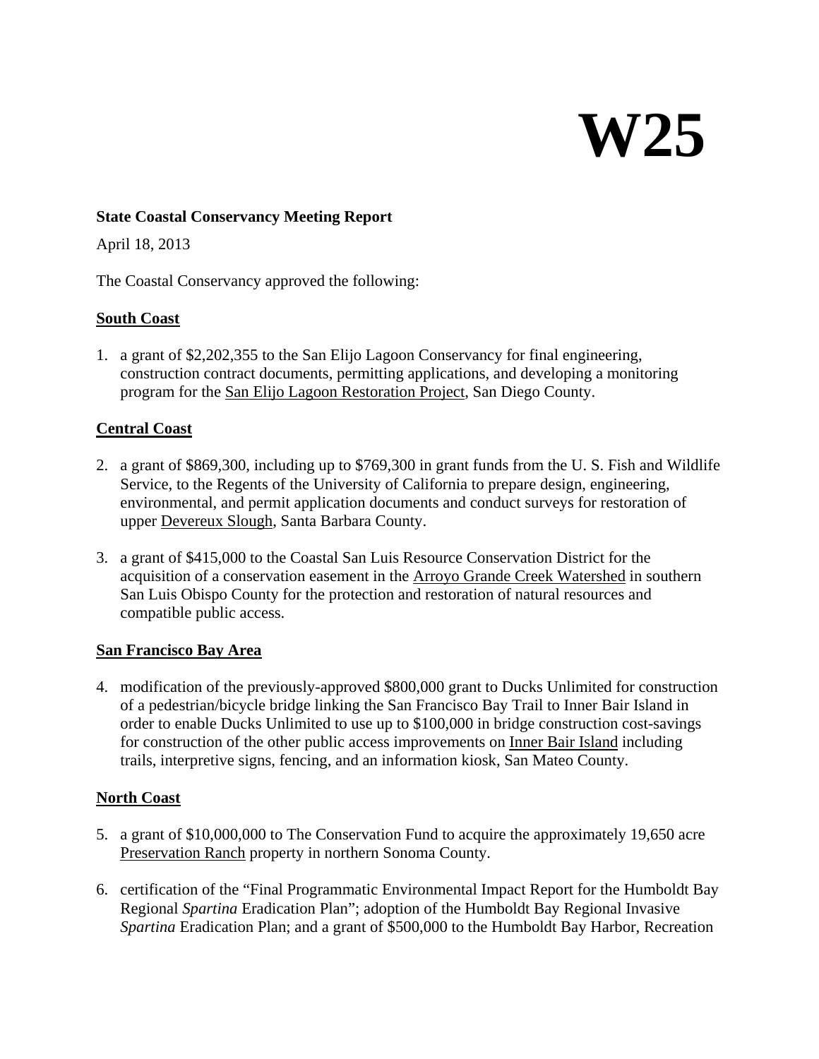# W25

**State Coastal Conservancy Meeting Report**

April 18, 2013

The Coastal Conservancy approved the following:

**South Coast**

1. a grant of $2,202,355 to the San Elijo Lagoon Conservancy for final engineering, construction contract documents, permitting applications, and developing a monitoring program for the San Elijo Lagoon Restoration Project, San Diego County.

**Central Coast**

2. a grant of $869,300, including up to $769,300 in grant funds from the U. S. Fish and Wildlife Service, to the Regents of the University of California to prepare design, engineering, environmental, and permit application documents and conduct surveys for restoration of upper Devereux Slough, Santa Barbara County.

3. a grant of $415,000 to the Coastal San Luis Resource Conservation District for the acquisition of a conservation easement in the Arroyo Grande Creek Watershed in southern San Luis Obispo County for the protection and restoration of natural resources and compatible public access.

**San Francisco Bay Area**

4. modification of the previously-approved $800,000 grant to Ducks Unlimited for construction of a pedestrian/bicycle bridge linking the San Francisco Bay Trail to Inner Bair Island in order to enable Ducks Unlimited to use up to $100,000 in bridge construction cost-savings for construction of the other public access improvements on Inner Bair Island including trails, interpretive signs, fencing, and an information kiosk, San Mateo County.

**North Coast**

5. a grant of $10,000,000 to The Conservation Fund to acquire the approximately 19,650 acre Preservation Ranch property in northern Sonoma County.

6. certification of the "Final Programmatic Environmental Impact Report for the Humboldt Bay Regional *Spartina* Eradication Plan"; adoption of the Humboldt Bay Regional Invasive *Spartina* Eradication Plan; and a grant of $500,000 to the Humboldt Bay Harbor, Recreation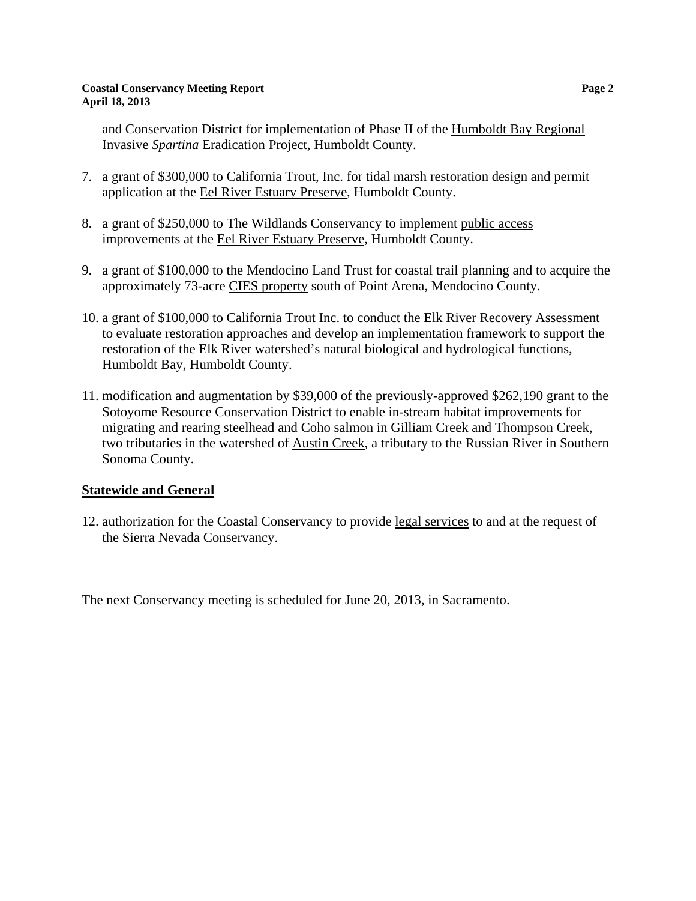and Conservation District for implementation of Phase II of the Humboldt Bay Regional Invasive *Spartina* Eradication Project, Humboldt County.

7. a grant of $300,000 to California Trout, Inc. for tidal marsh restoration design and permit application at the Eel River Estuary Preserve, Humboldt County.

8. a grant of $250,000 to The Wildlands Conservancy to implement public access improvements at the Eel River Estuary Preserve, Humboldt County.

9. a grant of $100,000 to the Mendocino Land Trust for coastal trail planning and to acquire the approximately 73-acre CIES property south of Point Arena, Mendocino County.

10. a grant of $100,000 to California Trout Inc. to conduct the Elk River Recovery Assessment to evaluate restoration approaches and develop an implementation framework to support the restoration of the Elk River watershed's natural biological and hydrological functions, Humboldt Bay, Humboldt County.

11. modification and augmentation by $39,000 of the previously-approved $262,190 grant to the Sotoyome Resource Conservation District to enable in-stream habitat improvements for migrating and rearing steelhead and Coho salmon in Gilliam Creek and Thompson Creek, two tributaries in the watershed of Austin Creek, a tributary to the Russian River in Southern Sonoma County.

## Statewide and General

12. authorization for the Coastal Conservancy to provide legal services to and at the request of the Sierra Nevada Conservancy.

The next Conservancy meeting is scheduled for June 20, 2013, in Sacramento.